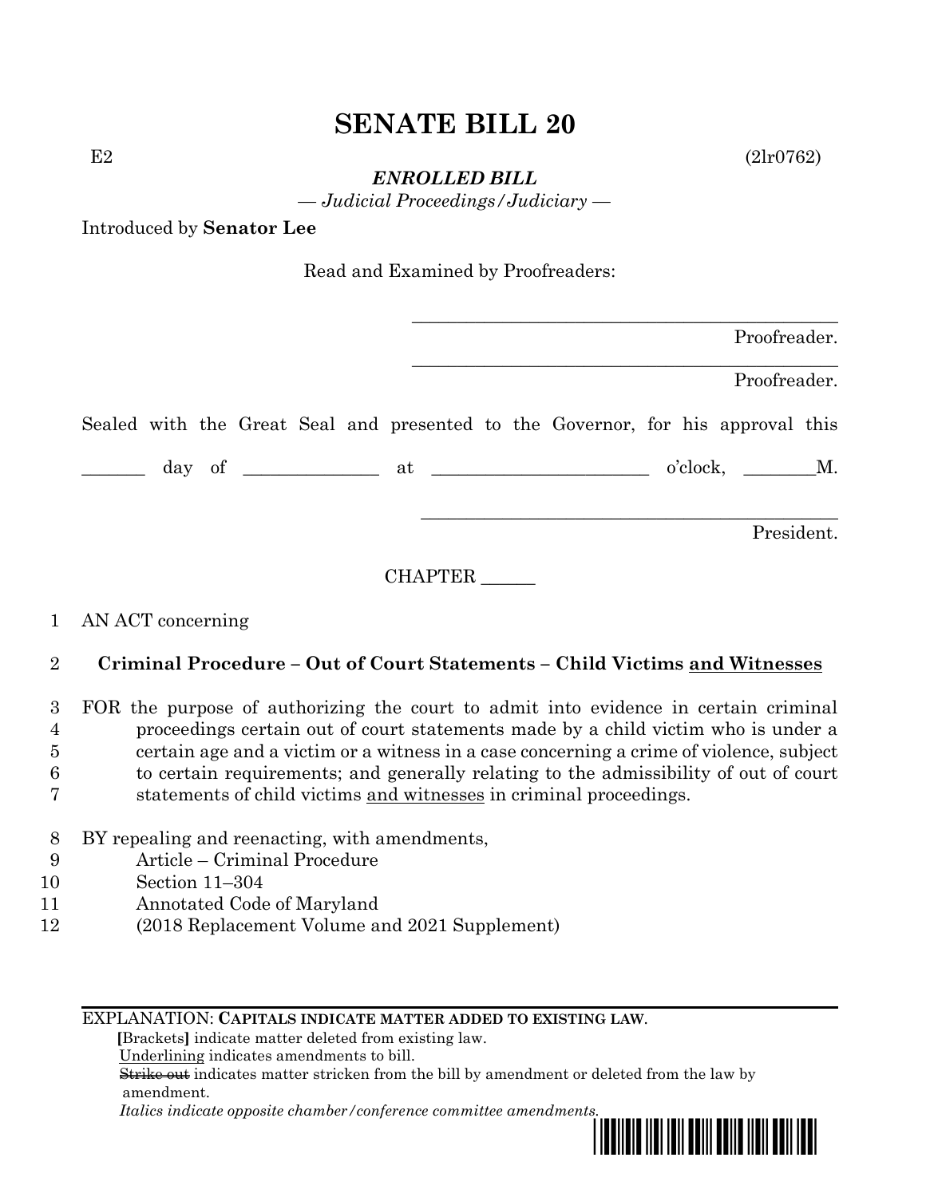# SENATE BILL 20

E2 (2lr0762)

***ENROLLED BILL***

*— Judicial Proceedings/Judiciary —*

Introduced by **Senator Lee**

Read and Examined by Proofreaders:

_______________________________________________ Proofreader.

_______________________________________________ Proofreader.

Sealed with the Great Seal and presented to the Governor, for his approval this

_______ day of ______________ at ______________________ o'clock, ________M.

_______________________________________________ President.

CHAPTER ______

1 AN ACT concerning

2 **Criminal Procedure – Out of Court Statements – Child Victims <u>and Witnesses</u>**

3 FOR the purpose of authorizing the court to admit into evidence in certain criminal
4 proceedings certain out of court statements made by a child victim who is under a
5 certain age and a victim or a witness in a case concerning a crime of violence, subject
6 to certain requirements; and generally relating to the admissibility of out of court
7 statements of child victims <u>and witnesses</u> in criminal proceedings.

8 BY repealing and reenacting, with amendments,
9 Article – Criminal Procedure
10 Section 11–304
11 Annotated Code of Maryland
12 (2018 Replacement Volume and 2021 Supplement)

EXPLANATION: **CAPITALS INDICATE MATTER ADDED TO EXISTING LAW.**
**[**Brackets**]** indicate matter deleted from existing law.
<u>Underlining</u> indicates amendments to bill.
~~Strike out~~ indicates matter stricken from the bill by amendment or deleted from the law by amendment.
*Italics indicate opposite chamber/conference committee amendments.*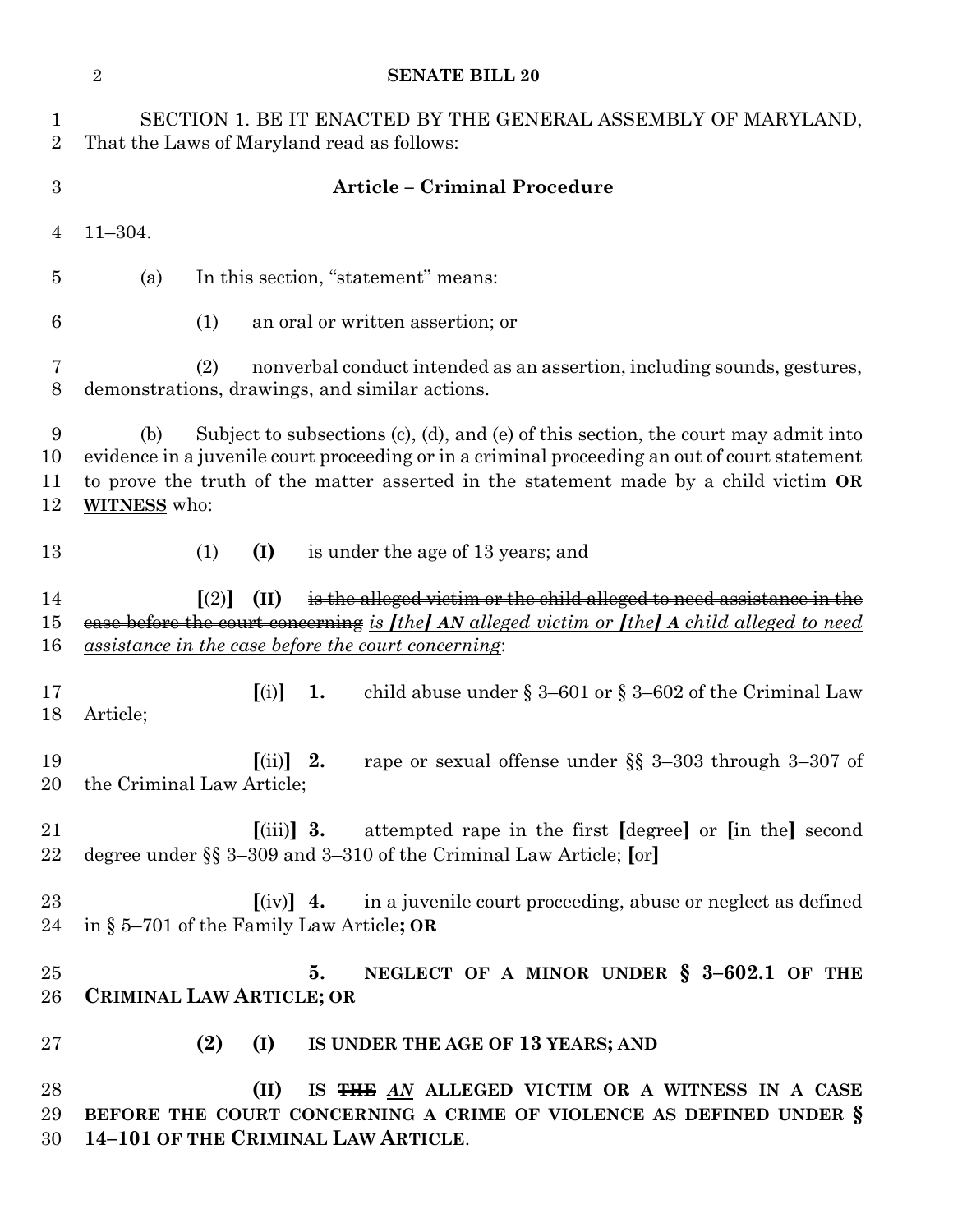SECTION 1. BE IT ENACTED BY THE GENERAL ASSEMBLY OF MARYLAND, That the Laws of Maryland read as follows:

**Article – Criminal Procedure**

11–304.

(a) In this section, "statement" means:

(1) an oral or written assertion; or

(2) nonverbal conduct intended as an assertion, including sounds, gestures, demonstrations, drawings, and similar actions.

(b) Subject to subsections (c), (d), and (e) of this section, the court may admit into evidence in a juvenile court proceeding or in a criminal proceeding an out of court statement to prove the truth of the matter asserted in the statement made by a child victim **OR WITNESS** who:

(1) **(I)** is under the age of 13 years; and

**[**(2)**]** **(II)** ~~is the alleged victim or the child alleged to need assistance in the case before the court concerning~~ *is [the] **AN** alleged victim or [the] **A** child alleged to need assistance in the case before the court concerning*:

**[**(i)**]** **1.** child abuse under § 3–601 or § 3–602 of the Criminal Law Article;

**[**(ii)**]** **2.** rape or sexual offense under §§ 3–303 through 3–307 of the Criminal Law Article;

**[**(iii)**]** **3.** attempted rape in the first **[**degree**]** or **[**in the**]** second degree under §§ 3–309 and 3–310 of the Criminal Law Article; **[**or**]**

**[**(iv)**]** **4.** in a juvenile court proceeding, abuse or neglect as defined in § 5–701 of the Family Law Article**; OR**

**5. NEGLECT OF A MINOR UNDER § 3–602.1 OF THE CRIMINAL LAW ARTICLE; OR**

**(2) (I) IS UNDER THE AGE OF 13 YEARS; AND**

**(II) IS ~~THE~~ *AN* ALLEGED VICTIM OR A WITNESS IN A CASE BEFORE THE COURT CONCERNING A CRIME OF VIOLENCE AS DEFINED UNDER § 14–101 OF THE CRIMINAL LAW ARTICLE**.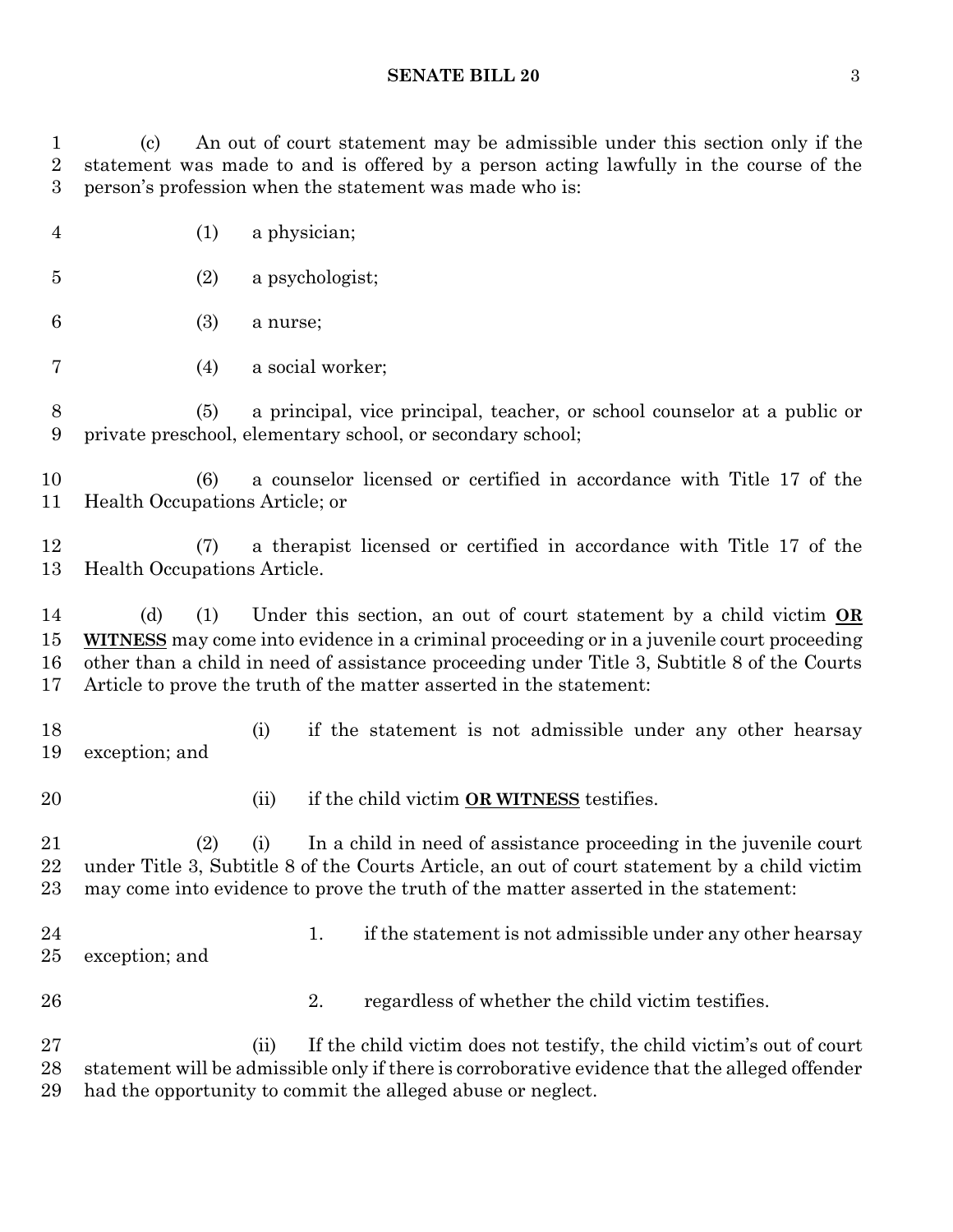(c) An out of court statement may be admissible under this section only if the statement was made to and is offered by a person acting lawfully in the course of the person's profession when the statement was made who is:

(1) a physician;

(2) a psychologist;

(3) a nurse;

(4) a social worker;

(5) a principal, vice principal, teacher, or school counselor at a public or private preschool, elementary school, or secondary school;

(6) a counselor licensed or certified in accordance with Title 17 of the Health Occupations Article; or

(7) a therapist licensed or certified in accordance with Title 17 of the Health Occupations Article.

(d) (1) Under this section, an out of court statement by a child victim **OR WITNESS** may come into evidence in a criminal proceeding or in a juvenile court proceeding other than a child in need of assistance proceeding under Title 3, Subtitle 8 of the Courts Article to prove the truth of the matter asserted in the statement:

(i) if the statement is not admissible under any other hearsay exception; and

(ii) if the child victim **OR WITNESS** testifies.

(2) (i) In a child in need of assistance proceeding in the juvenile court under Title 3, Subtitle 8 of the Courts Article, an out of court statement by a child victim may come into evidence to prove the truth of the matter asserted in the statement:

1. if the statement is not admissible under any other hearsay exception; and

2. regardless of whether the child victim testifies.

(ii) If the child victim does not testify, the child victim's out of court statement will be admissible only if there is corroborative evidence that the alleged offender had the opportunity to commit the alleged abuse or neglect.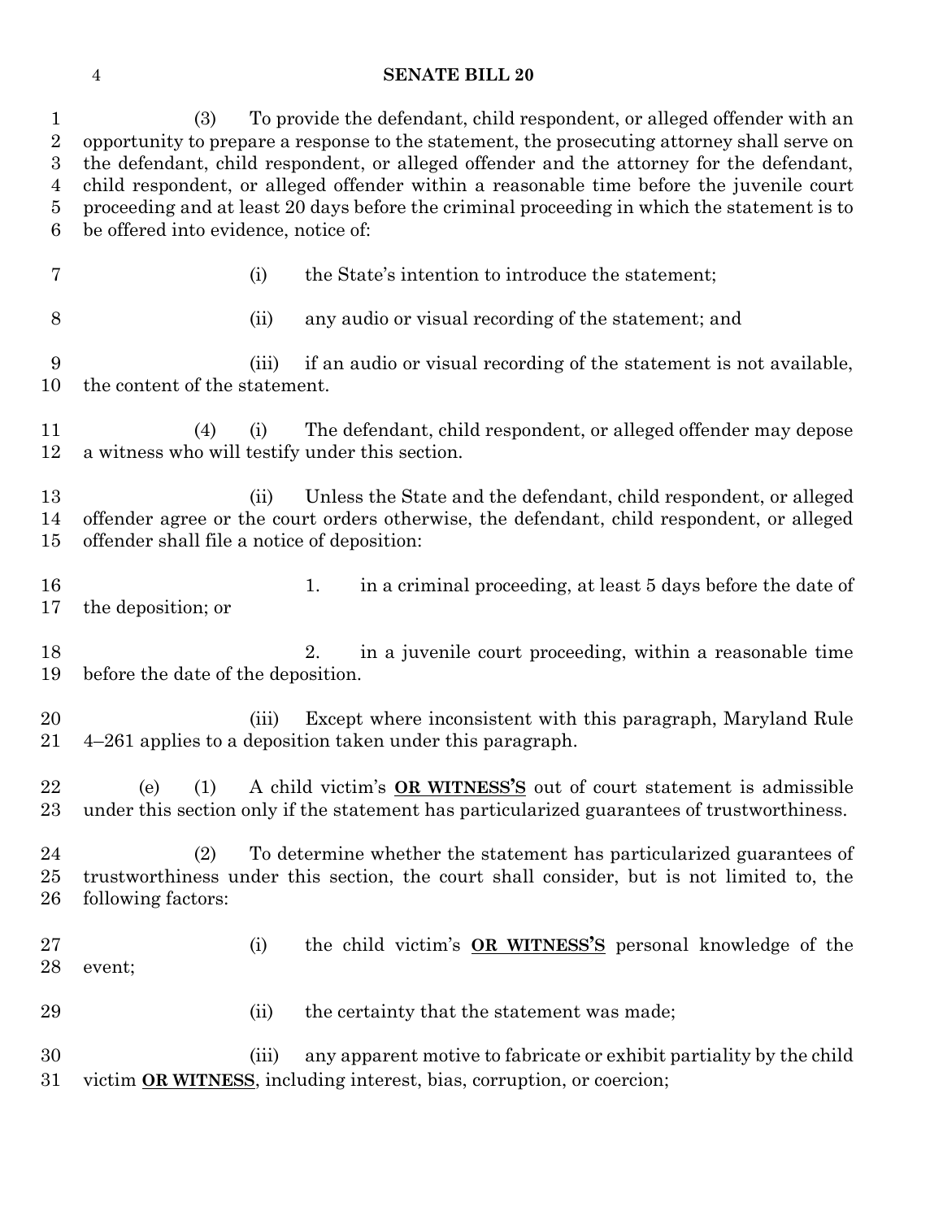(3) To provide the defendant, child respondent, or alleged offender with an opportunity to prepare a response to the statement, the prosecuting attorney shall serve on the defendant, child respondent, or alleged offender and the attorney for the defendant, child respondent, or alleged offender within a reasonable time before the juvenile court proceeding and at least 20 days before the criminal proceeding in which the statement is to be offered into evidence, notice of:

(i) the State's intention to introduce the statement;

(ii) any audio or visual recording of the statement; and

(iii) if an audio or visual recording of the statement is not available, the content of the statement.

(4) (i) The defendant, child respondent, or alleged offender may depose a witness who will testify under this section.

(ii) Unless the State and the defendant, child respondent, or alleged offender agree or the court orders otherwise, the defendant, child respondent, or alleged offender shall file a notice of deposition:

1. in a criminal proceeding, at least 5 days before the date of the deposition; or

2. in a juvenile court proceeding, within a reasonable time before the date of the deposition.

(iii) Except where inconsistent with this paragraph, Maryland Rule 4–261 applies to a deposition taken under this paragraph.

(e) (1) A child victim's **OR WITNESS'S** out of court statement is admissible under this section only if the statement has particularized guarantees of trustworthiness.

(2) To determine whether the statement has particularized guarantees of trustworthiness under this section, the court shall consider, but is not limited to, the following factors:

(i) the child victim's **OR WITNESS'S** personal knowledge of the event;

(ii) the certainty that the statement was made;

(iii) any apparent motive to fabricate or exhibit partiality by the child victim **OR WITNESS**, including interest, bias, corruption, or coercion;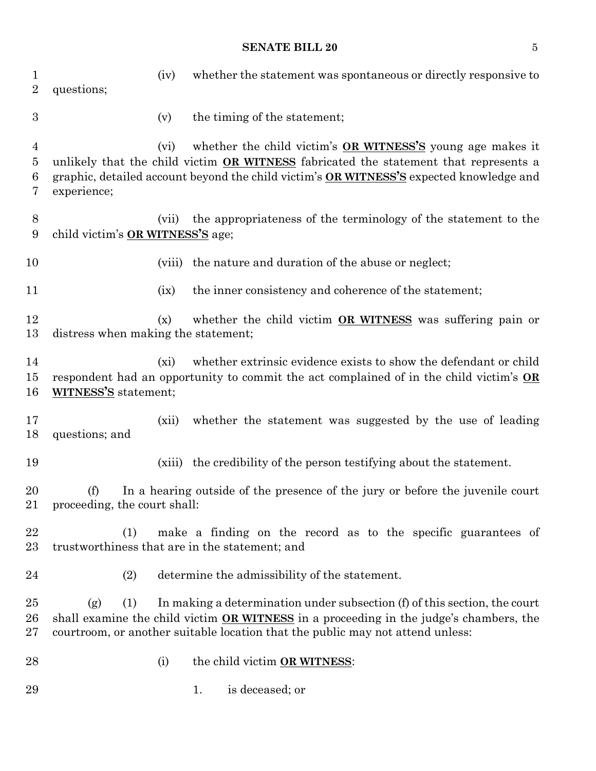(iv) whether the statement was spontaneous or directly responsive to questions;

(v) the timing of the statement;

(vi) whether the child victim's **OR WITNESS'S** young age makes it unlikely that the child victim **OR WITNESS** fabricated the statement that represents a graphic, detailed account beyond the child victim's **OR WITNESS'S** expected knowledge and experience;

(vii) the appropriateness of the terminology of the statement to the child victim's **OR WITNESS'S** age;

(viii) the nature and duration of the abuse or neglect;

(ix) the inner consistency and coherence of the statement;

(x) whether the child victim **OR WITNESS** was suffering pain or distress when making the statement;

(xi) whether extrinsic evidence exists to show the defendant or child respondent had an opportunity to commit the act complained of in the child victim's **OR WITNESS'S** statement;

(xii) whether the statement was suggested by the use of leading questions; and

(xiii) the credibility of the person testifying about the statement.

(f) In a hearing outside of the presence of the jury or before the juvenile court proceeding, the court shall:

(1) make a finding on the record as to the specific guarantees of trustworthiness that are in the statement; and

(2) determine the admissibility of the statement.

(g) (1) In making a determination under subsection (f) of this section, the court shall examine the child victim **OR WITNESS** in a proceeding in the judge's chambers, the courtroom, or another suitable location that the public may not attend unless:

(i) the child victim **OR WITNESS**:

1. is deceased; or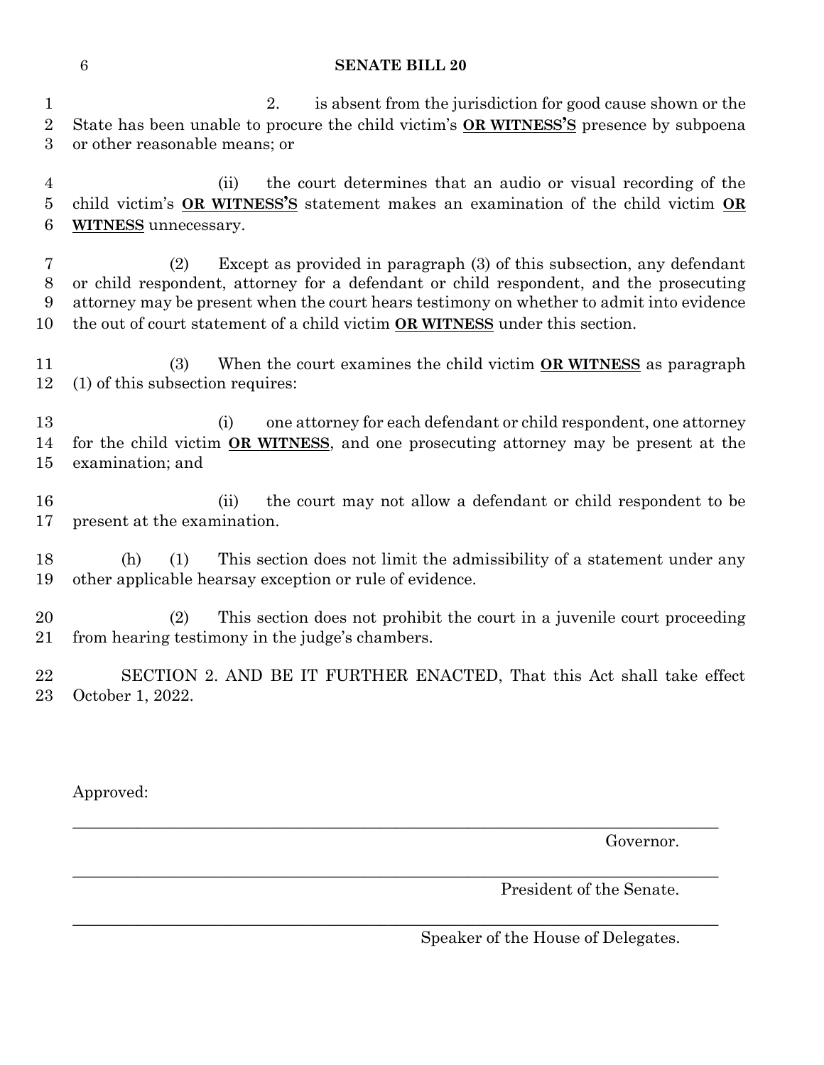2. is absent from the jurisdiction for good cause shown or the State has been unable to procure the child victim's **OR WITNESS'S** presence by subpoena or other reasonable means; or

(ii) the court determines that an audio or visual recording of the child victim's **OR WITNESS'S** statement makes an examination of the child victim **OR WITNESS** unnecessary.

(2) Except as provided in paragraph (3) of this subsection, any defendant or child respondent, attorney for a defendant or child respondent, and the prosecuting attorney may be present when the court hears testimony on whether to admit into evidence the out of court statement of a child victim **OR WITNESS** under this section.

(3) When the court examines the child victim **OR WITNESS** as paragraph (1) of this subsection requires:

(i) one attorney for each defendant or child respondent, one attorney for the child victim **OR WITNESS**, and one prosecuting attorney may be present at the examination; and

(ii) the court may not allow a defendant or child respondent to be present at the examination.

(h) (1) This section does not limit the admissibility of a statement under any other applicable hearsay exception or rule of evidence.

(2) This section does not prohibit the court in a juvenile court proceeding from hearing testimony in the judge's chambers.

SECTION 2. AND BE IT FURTHER ENACTED, That this Act shall take effect October 1, 2022.

Approved:

________________________________________________
Governor.

________________________________________________
President of the Senate.

________________________________________________
Speaker of the House of Delegates.